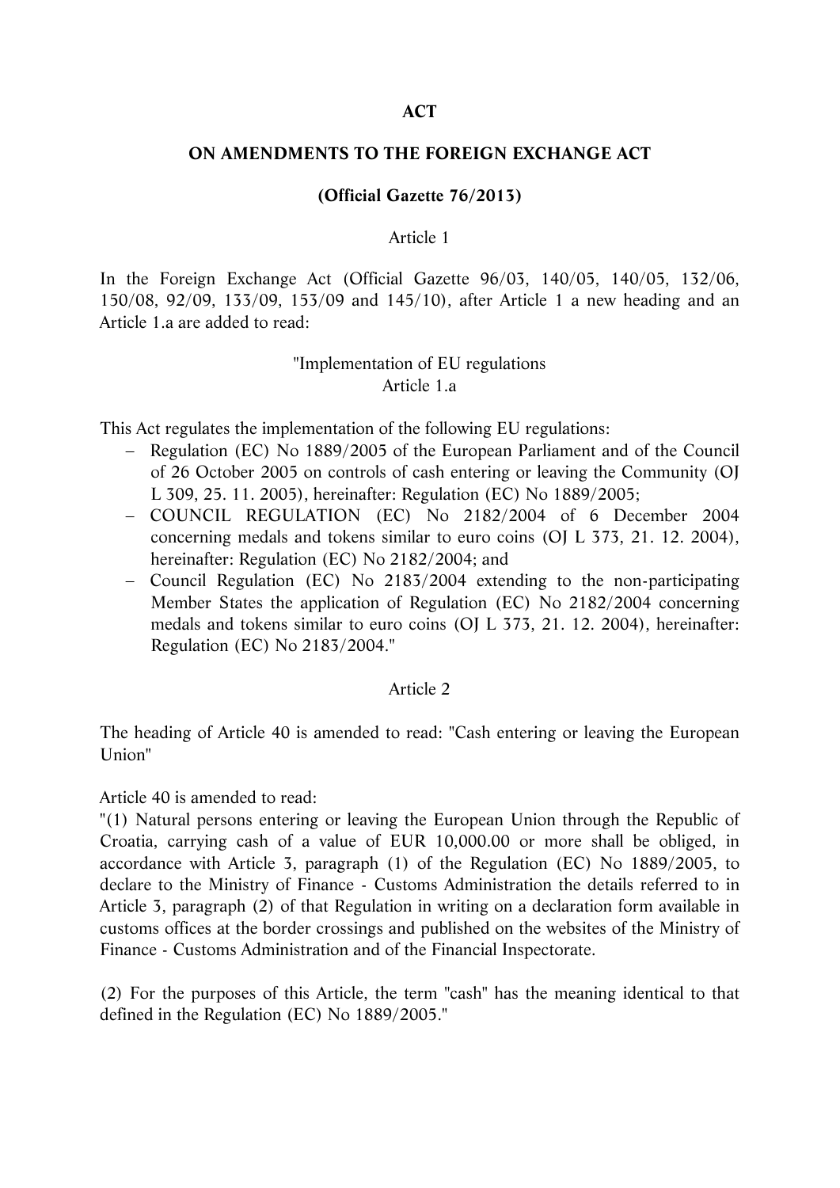# ACT

## ON AMENDMENTS TO THE FOREIGN EXCHANGE ACT

**(Official Gazette 76/2013)**

Article 1

In the Foreign Exchange Act (Official Gazette 96/03, 140/05, 140/05, 132/06, 150/08, 92/09, 133/09, 153/09 and 145/10), after Article 1 a new heading and an Article 1.a are added to read:

"Implementation of EU regulations
Article 1.a

This Act regulates the implementation of the following EU regulations:

- Regulation (EC) No 1889/2005 of the European Parliament and of the Council of 26 October 2005 on controls of cash entering or leaving the Community (OJ L 309, 25. 11. 2005), hereinafter: Regulation (EC) No 1889/2005;
- COUNCIL REGULATION (EC) No 2182/2004 of 6 December 2004 concerning medals and tokens similar to euro coins (OJ L 373, 21. 12. 2004), hereinafter: Regulation (EC) No 2182/2004; and
- Council Regulation (EC) No 2183/2004 extending to the non-participating Member States the application of Regulation (EC) No 2182/2004 concerning medals and tokens similar to euro coins (OJ L 373, 21. 12. 2004), hereinafter: Regulation (EC) No 2183/2004."

Article 2

The heading of Article 40 is amended to read: "Cash entering or leaving the European Union"

Article 40 is amended to read:

"(1) Natural persons entering or leaving the European Union through the Republic of Croatia, carrying cash of a value of EUR 10,000.00 or more shall be obliged, in accordance with Article 3, paragraph (1) of the Regulation (EC) No 1889/2005, to declare to the Ministry of Finance - Customs Administration the details referred to in Article 3, paragraph (2) of that Regulation in writing on a declaration form available in customs offices at the border crossings and published on the websites of the Ministry of Finance - Customs Administration and of the Financial Inspectorate.

(2) For the purposes of this Article, the term "cash" has the meaning identical to that defined in the Regulation (EC) No 1889/2005."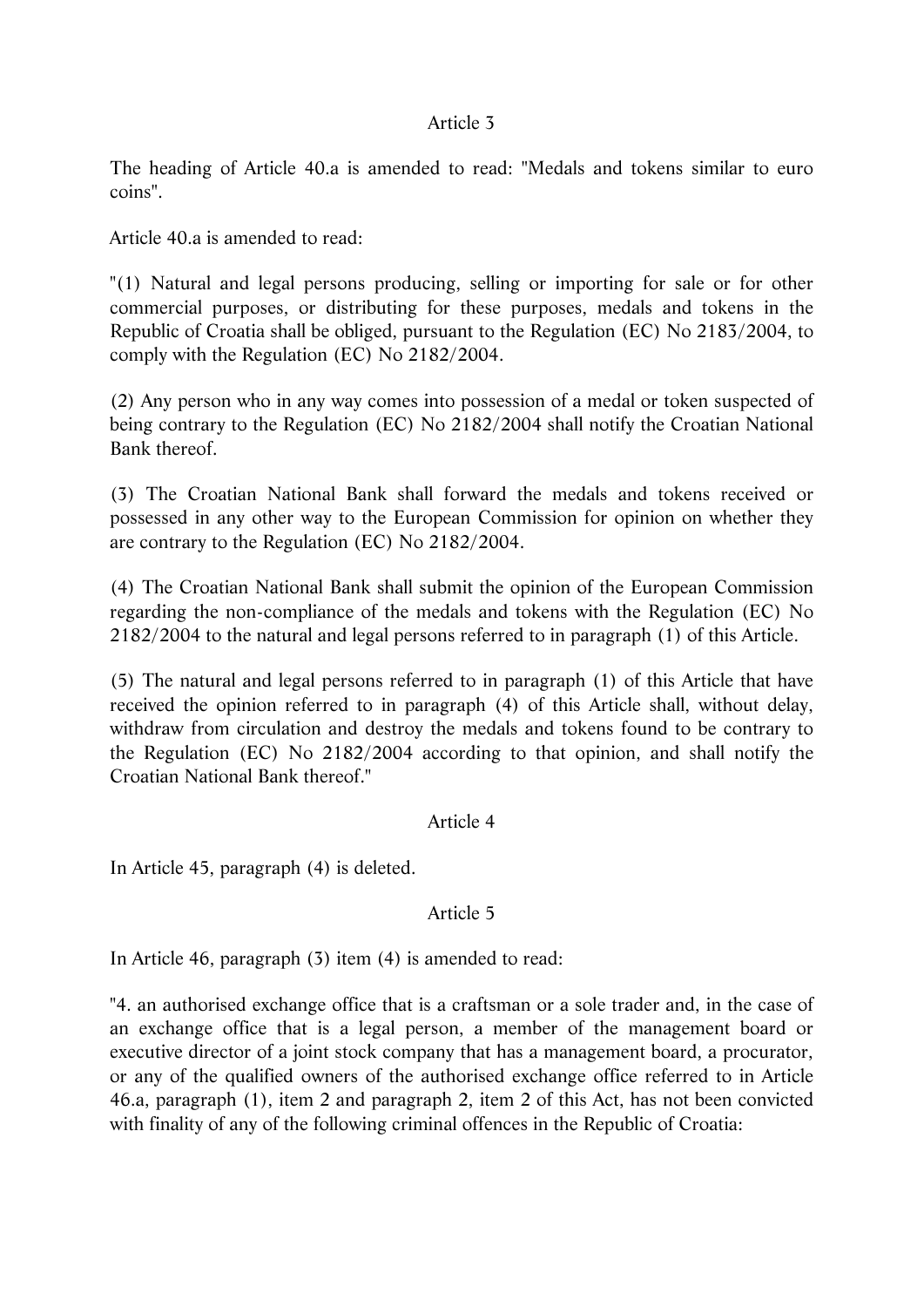Article 3

The heading of Article 40.a is amended to read: "Medals and tokens similar to euro coins".

Article 40.a is amended to read:

"(1) Natural and legal persons producing, selling or importing for sale or for other commercial purposes, or distributing for these purposes, medals and tokens in the Republic of Croatia shall be obliged, pursuant to the Regulation (EC) No 2183/2004, to comply with the Regulation (EC) No 2182/2004.

(2) Any person who in any way comes into possession of a medal or token suspected of being contrary to the Regulation (EC) No 2182/2004 shall notify the Croatian National Bank thereof.

(3) The Croatian National Bank shall forward the medals and tokens received or possessed in any other way to the European Commission for opinion on whether they are contrary to the Regulation (EC) No 2182/2004.

(4) The Croatian National Bank shall submit the opinion of the European Commission regarding the non-compliance of the medals and tokens with the Regulation (EC) No 2182/2004 to the natural and legal persons referred to in paragraph (1) of this Article.

(5) The natural and legal persons referred to in paragraph (1) of this Article that have received the opinion referred to in paragraph (4) of this Article shall, without delay, withdraw from circulation and destroy the medals and tokens found to be contrary to the Regulation (EC) No 2182/2004 according to that opinion, and shall notify the Croatian National Bank thereof."

Article 4

In Article 45, paragraph (4) is deleted.

Article 5

In Article 46, paragraph (3) item (4) is amended to read:

"4. an authorised exchange office that is a craftsman or a sole trader and, in the case of an exchange office that is a legal person, a member of the management board or executive director of a joint stock company that has a management board, a procurator, or any of the qualified owners of the authorised exchange office referred to in Article 46.a, paragraph (1), item 2 and paragraph 2, item 2 of this Act, has not been convicted with finality of any of the following criminal offences in the Republic of Croatia: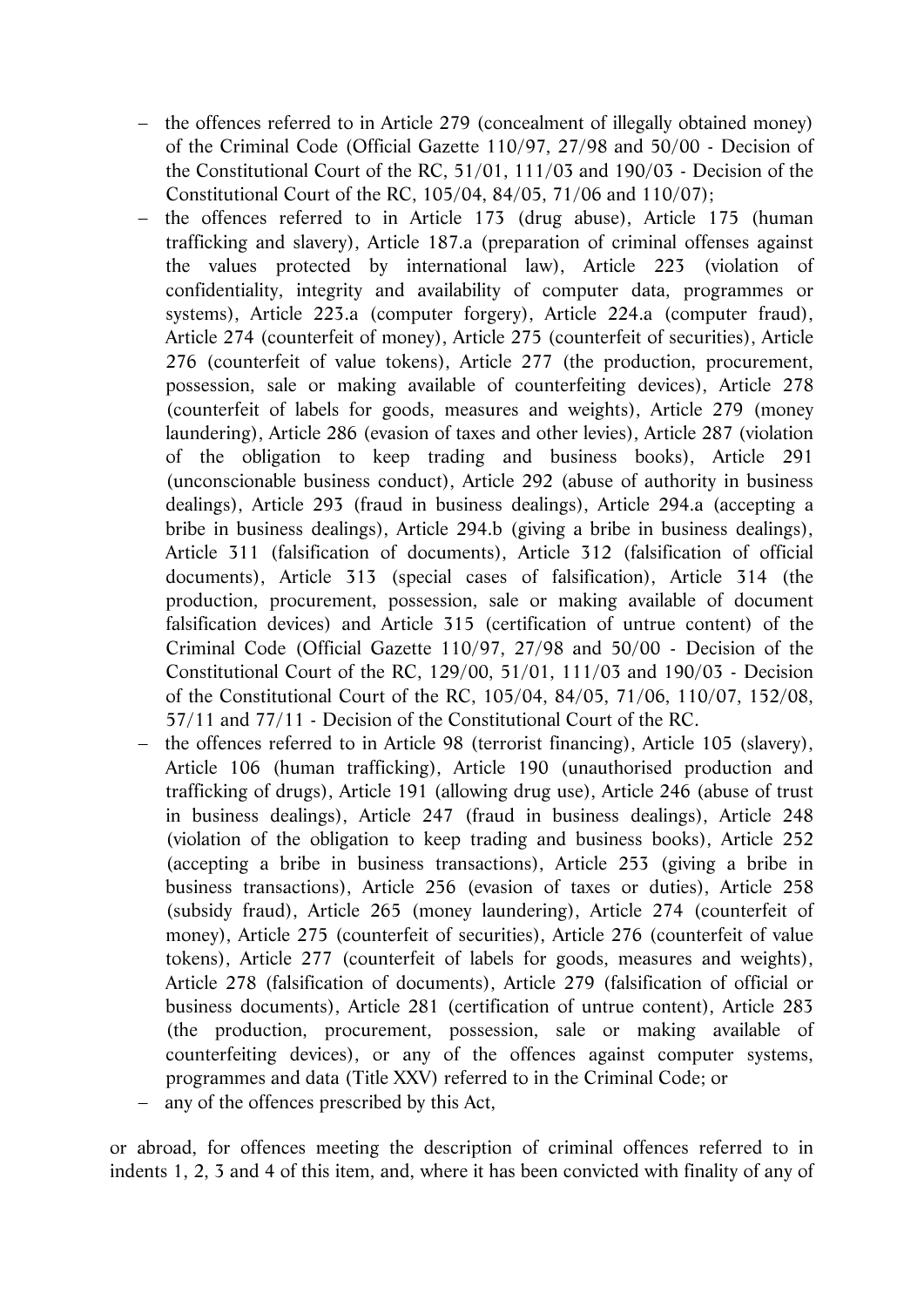- the offences referred to in Article 279 (concealment of illegally obtained money) of the Criminal Code (Official Gazette 110/97, 27/98 and 50/00 - Decision of the Constitutional Court of the RC, 51/01, 111/03 and 190/03 - Decision of the Constitutional Court of the RC, 105/04, 84/05, 71/06 and 110/07);
- the offences referred to in Article 173 (drug abuse), Article 175 (human trafficking and slavery), Article 187.a (preparation of criminal offenses against the values protected by international law), Article 223 (violation of confidentiality, integrity and availability of computer data, programmes or systems), Article 223.a (computer forgery), Article 224.a (computer fraud), Article 274 (counterfeit of money), Article 275 (counterfeit of securities), Article 276 (counterfeit of value tokens), Article 277 (the production, procurement, possession, sale or making available of counterfeiting devices), Article 278 (counterfeit of labels for goods, measures and weights), Article 279 (money laundering), Article 286 (evasion of taxes and other levies), Article 287 (violation of the obligation to keep trading and business books), Article 291 (unconscionable business conduct), Article 292 (abuse of authority in business dealings), Article 293 (fraud in business dealings), Article 294.a (accepting a bribe in business dealings), Article 294.b (giving a bribe in business dealings), Article 311 (falsification of documents), Article 312 (falsification of official documents), Article 313 (special cases of falsification), Article 314 (the production, procurement, possession, sale or making available of document falsification devices) and Article 315 (certification of untrue content) of the Criminal Code (Official Gazette 110/97, 27/98 and 50/00 - Decision of the Constitutional Court of the RC, 129/00, 51/01, 111/03 and 190/03 - Decision of the Constitutional Court of the RC, 105/04, 84/05, 71/06, 110/07, 152/08, 57/11 and 77/11 - Decision of the Constitutional Court of the RC.
- the offences referred to in Article 98 (terrorist financing), Article 105 (slavery), Article 106 (human trafficking), Article 190 (unauthorised production and trafficking of drugs), Article 191 (allowing drug use), Article 246 (abuse of trust in business dealings), Article 247 (fraud in business dealings), Article 248 (violation of the obligation to keep trading and business books), Article 252 (accepting a bribe in business transactions), Article 253 (giving a bribe in business transactions), Article 256 (evasion of taxes or duties), Article 258 (subsidy fraud), Article 265 (money laundering), Article 274 (counterfeit of money), Article 275 (counterfeit of securities), Article 276 (counterfeit of value tokens), Article 277 (counterfeit of labels for goods, measures and weights), Article 278 (falsification of documents), Article 279 (falsification of official or business documents), Article 281 (certification of untrue content), Article 283 (the production, procurement, possession, sale or making available of counterfeiting devices), or any of the offences against computer systems, programmes and data (Title XXV) referred to in the Criminal Code; or
- any of the offences prescribed by this Act,

or abroad, for offences meeting the description of criminal offences referred to in indents 1, 2, 3 and 4 of this item, and, where it has been convicted with finality of any of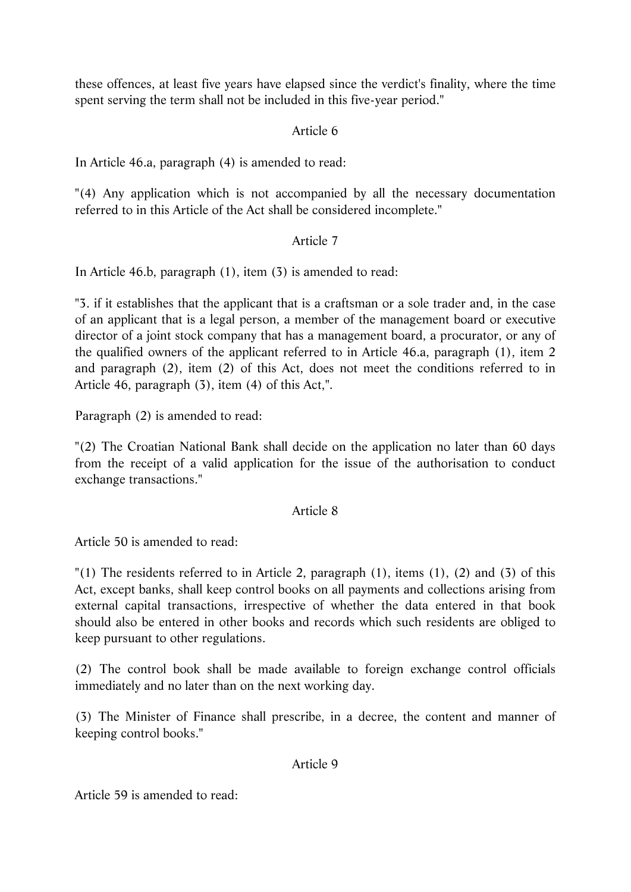these offences, at least five years have elapsed since the verdict's finality, where the time spent serving the term shall not be included in this five-year period."

Article 6

In Article 46.a, paragraph (4) is amended to read:

"(4) Any application which is not accompanied by all the necessary documentation referred to in this Article of the Act shall be considered incomplete."

Article 7

In Article 46.b, paragraph (1), item (3) is amended to read:

"3. if it establishes that the applicant that is a craftsman or a sole trader and, in the case of an applicant that is a legal person, a member of the management board or executive director of a joint stock company that has a management board, a procurator, or any of the qualified owners of the applicant referred to in Article 46.a, paragraph (1), item 2 and paragraph (2), item (2) of this Act, does not meet the conditions referred to in Article 46, paragraph (3), item (4) of this Act,".

Paragraph (2) is amended to read:

"(2) The Croatian National Bank shall decide on the application no later than 60 days from the receipt of a valid application for the issue of the authorisation to conduct exchange transactions."

Article 8

Article 50 is amended to read:

"(1) The residents referred to in Article 2, paragraph (1), items (1), (2) and (3) of this Act, except banks, shall keep control books on all payments and collections arising from external capital transactions, irrespective of whether the data entered in that book should also be entered in other books and records which such residents are obliged to keep pursuant to other regulations.

(2) The control book shall be made available to foreign exchange control officials immediately and no later than on the next working day.

(3) The Minister of Finance shall prescribe, in a decree, the content and manner of keeping control books."

Article 9

Article 59 is amended to read: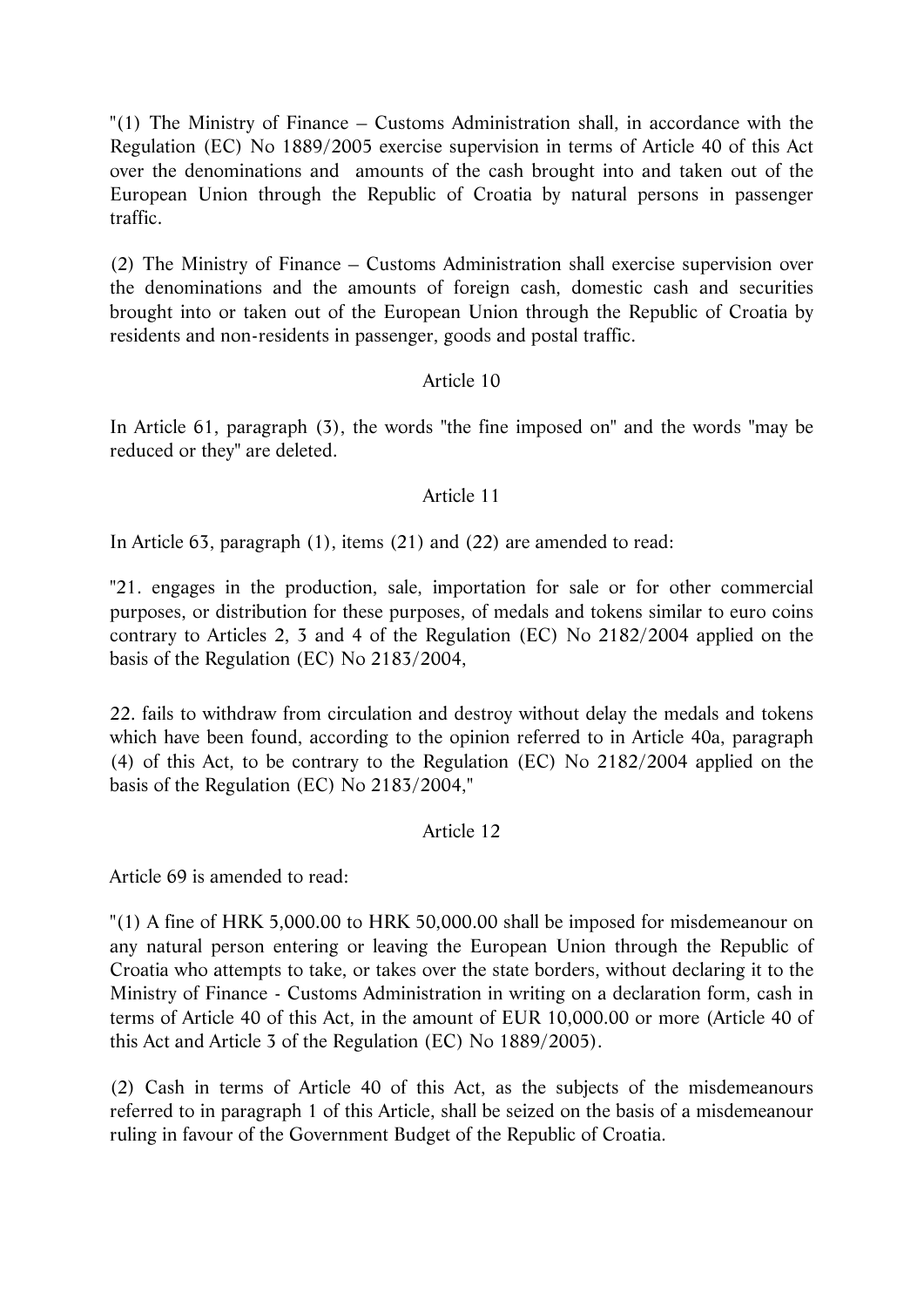"(1) The Ministry of Finance – Customs Administration shall, in accordance with the Regulation (EC) No 1889/2005 exercise supervision in terms of Article 40 of this Act over the denominations and amounts of the cash brought into and taken out of the European Union through the Republic of Croatia by natural persons in passenger traffic.

(2) The Ministry of Finance – Customs Administration shall exercise supervision over the denominations and the amounts of foreign cash, domestic cash and securities brought into or taken out of the European Union through the Republic of Croatia by residents and non-residents in passenger, goods and postal traffic.

Article 10

In Article 61, paragraph (3), the words "the fine imposed on" and the words "may be reduced or they" are deleted.

Article 11

In Article 63, paragraph (1), items (21) and (22) are amended to read:

"21. engages in the production, sale, importation for sale or for other commercial purposes, or distribution for these purposes, of medals and tokens similar to euro coins contrary to Articles 2, 3 and 4 of the Regulation (EC) No 2182/2004 applied on the basis of the Regulation (EC) No 2183/2004,

22. fails to withdraw from circulation and destroy without delay the medals and tokens which have been found, according to the opinion referred to in Article 40a, paragraph (4) of this Act, to be contrary to the Regulation (EC) No 2182/2004 applied on the basis of the Regulation (EC) No 2183/2004,"

Article 12

Article 69 is amended to read:

"(1) A fine of HRK 5,000.00 to HRK 50,000.00 shall be imposed for misdemeanour on any natural person entering or leaving the European Union through the Republic of Croatia who attempts to take, or takes over the state borders, without declaring it to the Ministry of Finance - Customs Administration in writing on a declaration form, cash in terms of Article 40 of this Act, in the amount of EUR 10,000.00 or more (Article 40 of this Act and Article 3 of the Regulation (EC) No 1889/2005).

(2) Cash in terms of Article 40 of this Act, as the subjects of the misdemeanours referred to in paragraph 1 of this Article, shall be seized on the basis of a misdemeanour ruling in favour of the Government Budget of the Republic of Croatia.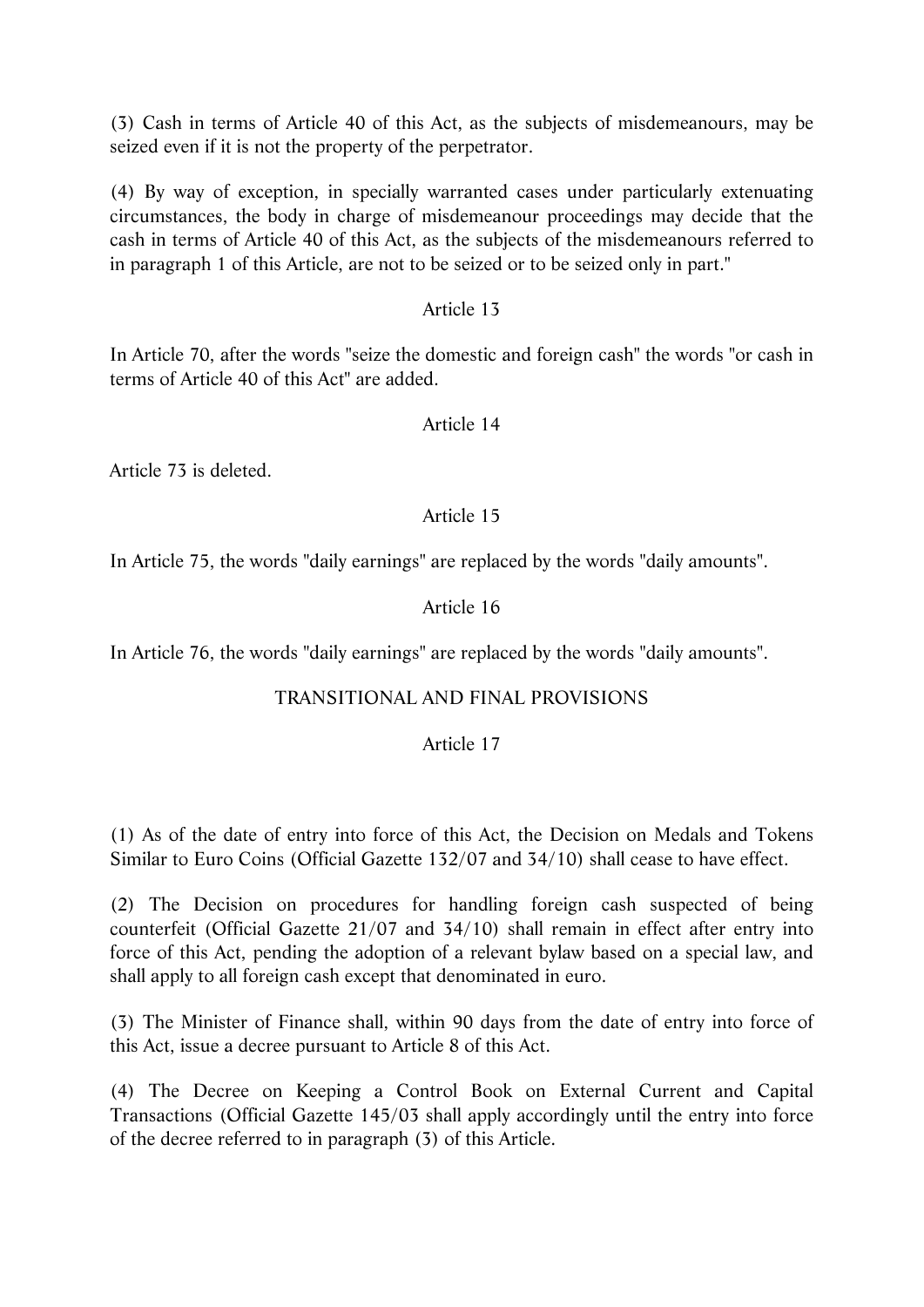(3) Cash in terms of Article 40 of this Act, as the subjects of misdemeanours, may be seized even if it is not the property of the perpetrator.

(4) By way of exception, in specially warranted cases under particularly extenuating circumstances, the body in charge of misdemeanour proceedings may decide that the cash in terms of Article 40 of this Act, as the subjects of the misdemeanours referred to in paragraph 1 of this Article, are not to be seized or to be seized only in part."

Article 13

In Article 70, after the words "seize the domestic and foreign cash" the words "or cash in terms of Article 40 of this Act" are added.

Article 14

Article 73 is deleted.

Article 15

In Article 75, the words "daily earnings" are replaced by the words "daily amounts".

Article 16

In Article 76, the words "daily earnings" are replaced by the words "daily amounts".

## TRANSITIONAL AND FINAL PROVISIONS

Article 17

(1) As of the date of entry into force of this Act, the Decision on Medals and Tokens Similar to Euro Coins (Official Gazette 132/07 and 34/10) shall cease to have effect.

(2) The Decision on procedures for handling foreign cash suspected of being counterfeit (Official Gazette 21/07 and 34/10) shall remain in effect after entry into force of this Act, pending the adoption of a relevant bylaw based on a special law, and shall apply to all foreign cash except that denominated in euro.

(3) The Minister of Finance shall, within 90 days from the date of entry into force of this Act, issue a decree pursuant to Article 8 of this Act.

(4) The Decree on Keeping a Control Book on External Current and Capital Transactions (Official Gazette 145/03 shall apply accordingly until the entry into force of the decree referred to in paragraph (3) of this Article.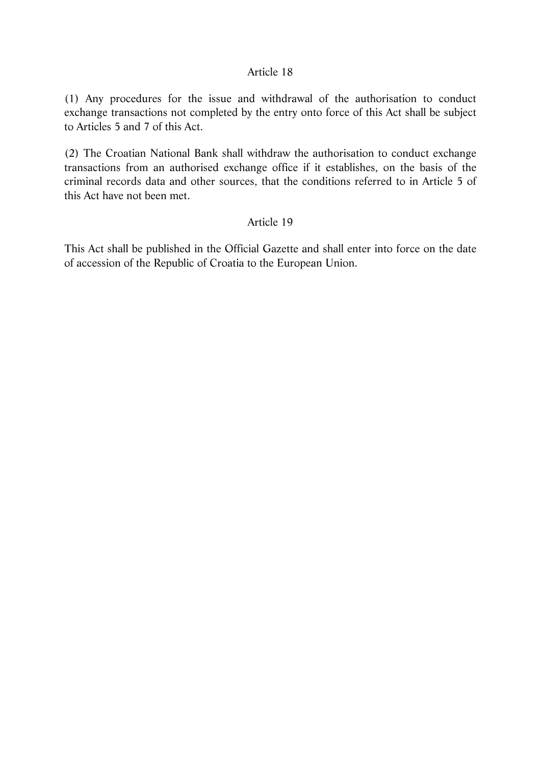Article 18

(1) Any procedures for the issue and withdrawal of the authorisation to conduct exchange transactions not completed by the entry onto force of this Act shall be subject to Articles 5 and 7 of this Act.

(2) The Croatian National Bank shall withdraw the authorisation to conduct exchange transactions from an authorised exchange office if it establishes, on the basis of the criminal records data and other sources, that the conditions referred to in Article 5 of this Act have not been met.

Article 19

This Act shall be published in the Official Gazette and shall enter into force on the date of accession of the Republic of Croatia to the European Union.